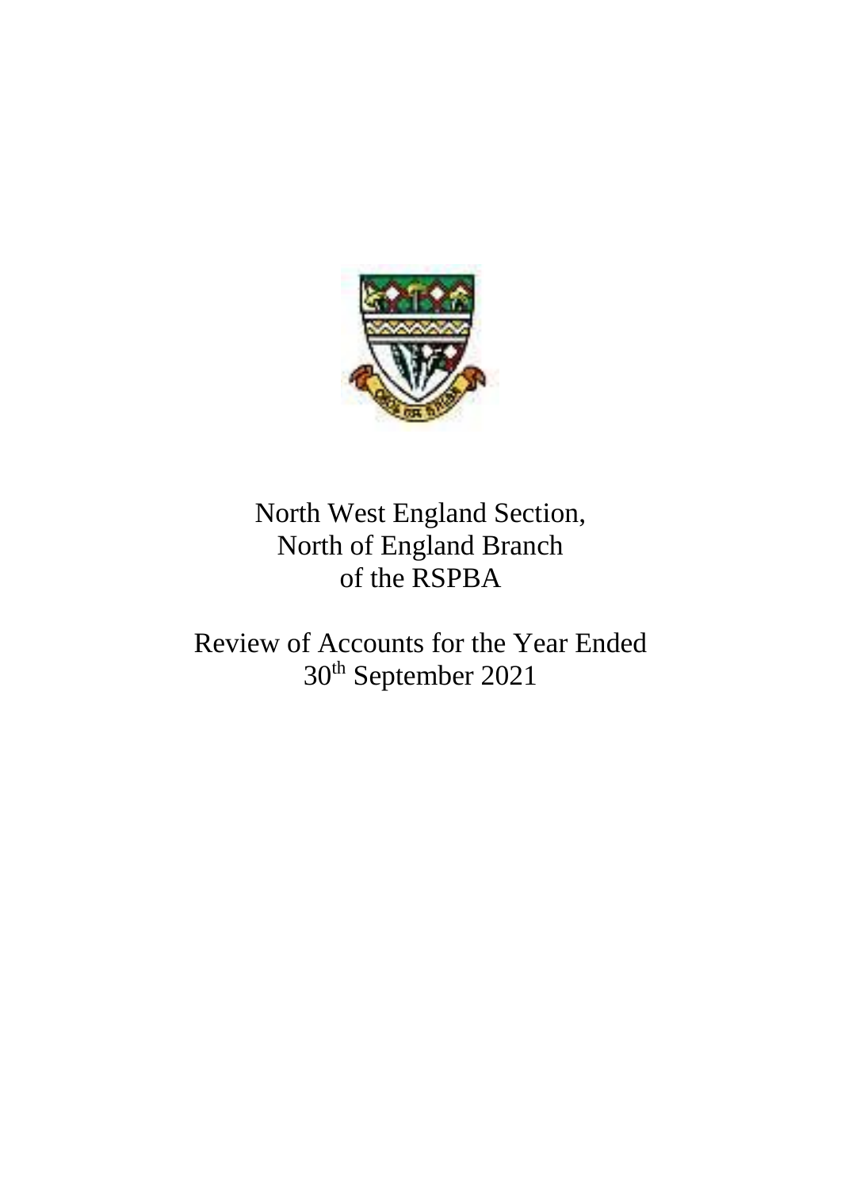# North West England Section, North of England Branch of the RSPBA

## Review of Accounts for the Year Ended 30th September 2021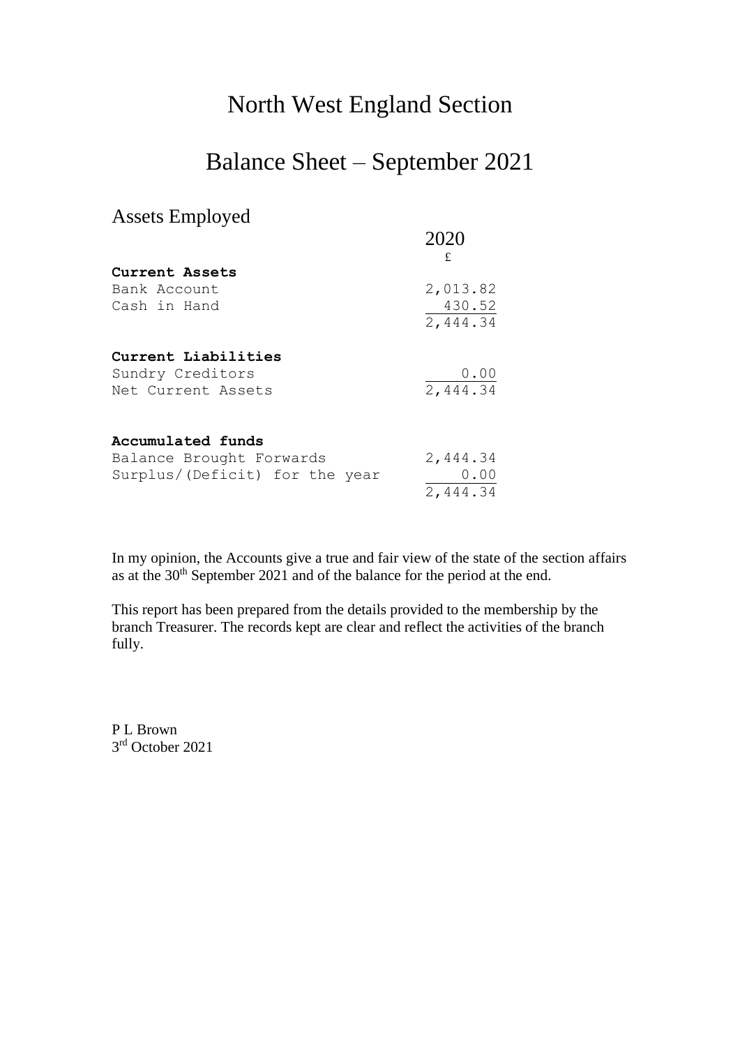# North West England Section

# Balance Sheet – September 2021

## Assets Employed

| | 2020 |
|---|---|
| | £ |
| **Current Assets** | |
| Bank Account | 2,013.82 |
| Cash in Hand | 430.52 |
| | 2,444.34 |
| **Current Liabilities** | |
| Sundry Creditors | 0.00 |
| Net Current Assets | 2,444.34 |
| **Accumulated funds** | |
| Balance Brought Forwards | 2,444.34 |
| Surplus/(Deficit) for the year | 0.00 |
| | 2,444.34 |

In my opinion, the Accounts give a true and fair view of the state of the section affairs as at the 30th September 2021 and of the balance for the period at the end.

This report has been prepared from the details provided to the membership by the branch Treasurer. The records kept are clear and reflect the activities of the branch fully.

P L Brown
3rd October 2021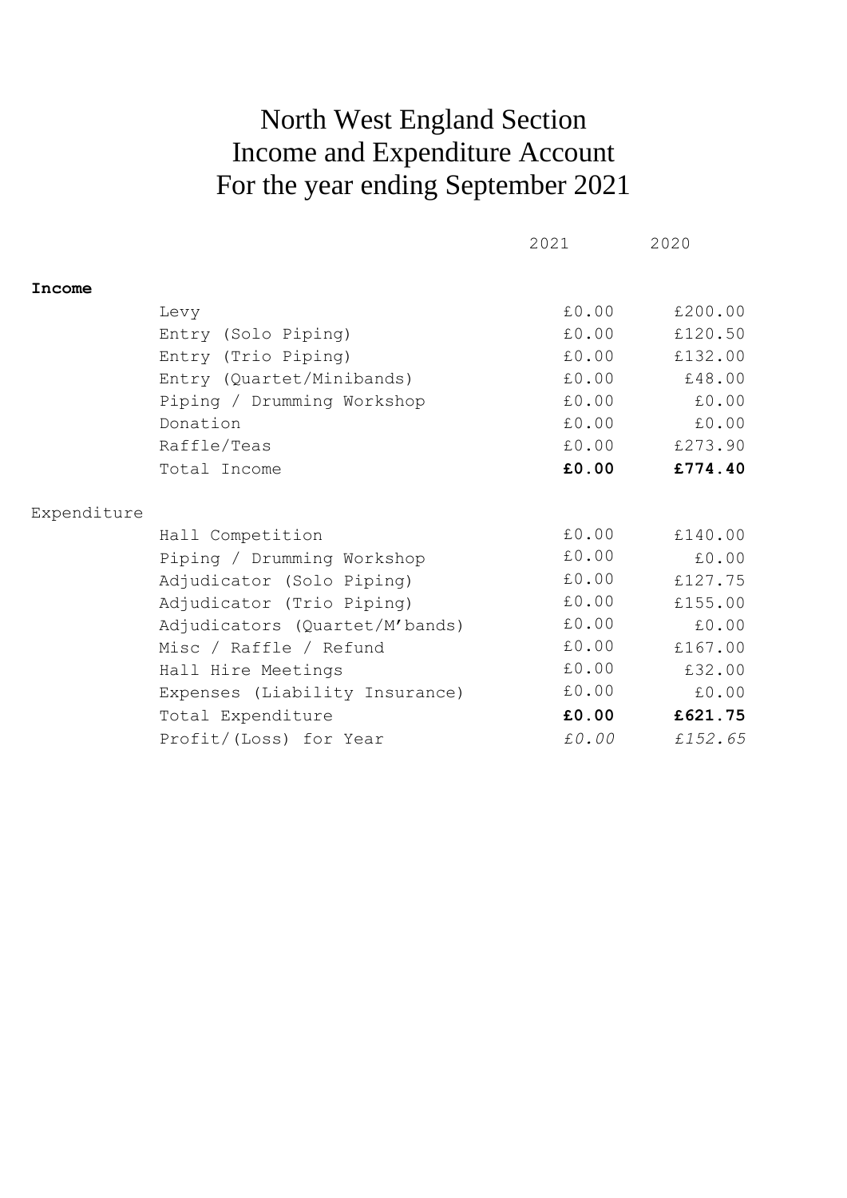# North West England Section
# Income and Expenditure Account
# For the year ending September 2021

| | | 2021 | 2020 |
|---|---|---|---|
| **Income** | | | |
| | Levy | £0.00 | £200.00 |
| | Entry (Solo Piping) | £0.00 | £120.50 |
| | Entry (Trio Piping) | £0.00 | £132.00 |
| | Entry (Quartet/Minibands) | £0.00 | £48.00 |
| | Piping / Drumming Workshop | £0.00 | £0.00 |
| | Donation | £0.00 | £0.00 |
| | Raffle/Teas | £0.00 | £273.90 |
| | Total Income | **£0.00** | **£774.40** |
| Expenditure | | | |
| | Hall Competition | £0.00 | £140.00 |
| | Piping / Drumming Workshop | £0.00 | £0.00 |
| | Adjudicator (Solo Piping) | £0.00 | £127.75 |
| | Adjudicator (Trio Piping) | £0.00 | £155.00 |
| | Adjudicators (Quartet/M'bands) | £0.00 | £0.00 |
| | Misc / Raffle / Refund | £0.00 | £167.00 |
| | Hall Hire Meetings | £0.00 | £32.00 |
| | Expenses (Liability Insurance) | £0.00 | £0.00 |
| | Total Expenditure | **£0.00** | **£621.75** |
| | Profit/(Loss) for Year | *£0.00* | *£152.65* |